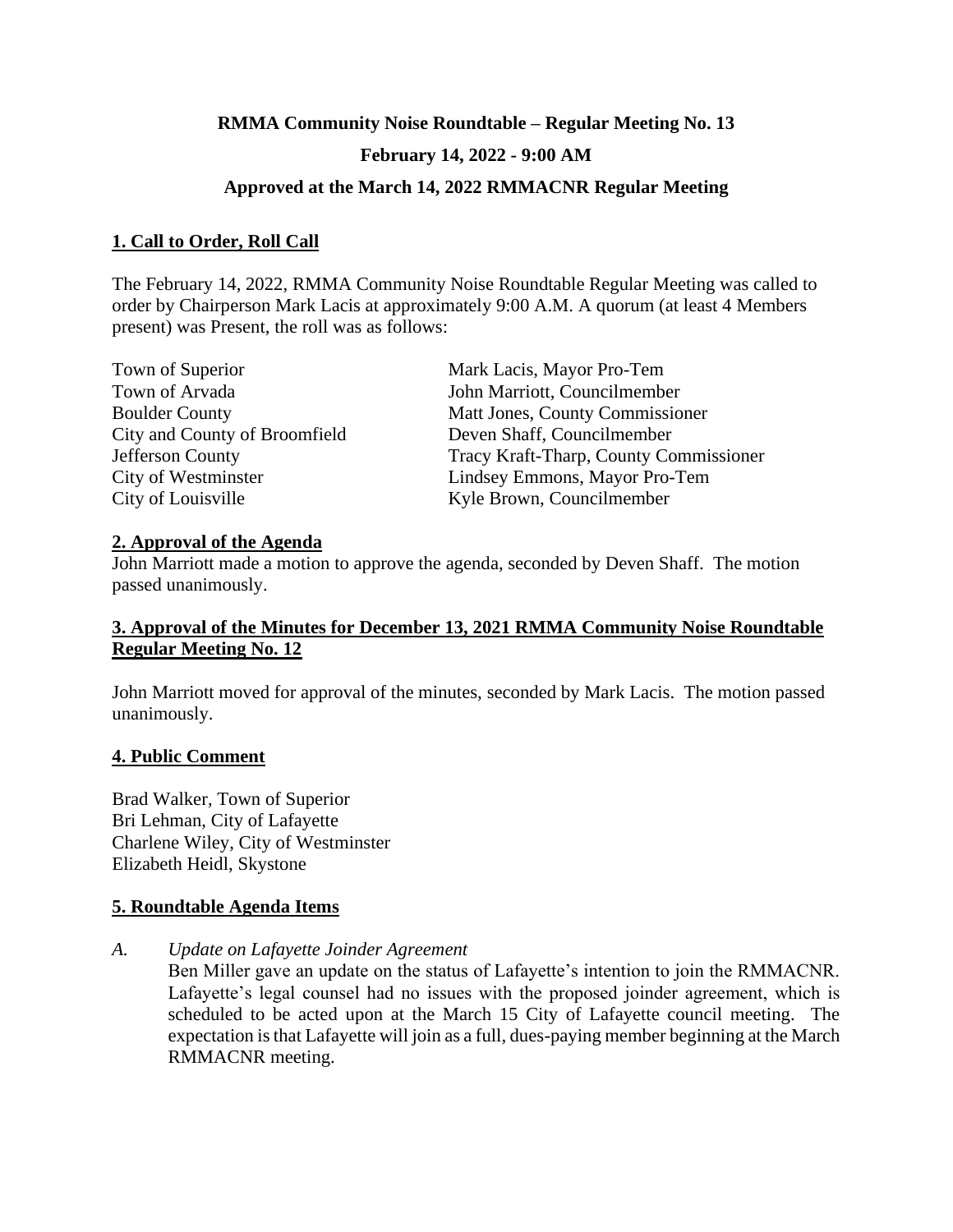**RMMA Community Noise Roundtable – Regular Meeting No. 13**

**February 14, 2022 - 9:00 AM**

**Approved at the March 14, 2022 RMMACNR Regular Meeting**

## **1. Call to Order, Roll Call**

The February 14, 2022, RMMA Community Noise Roundtable Regular Meeting was called to order by Chairperson Mark Lacis at approximately 9:00 A.M. A quorum (at least 4 Members present) was Present, the roll was as follows:

| | |
|---|---|
| Town of Superior | Mark Lacis, Mayor Pro-Tem |
| Town of Arvada | John Marriott, Councilmember |
| Boulder County | Matt Jones, County Commissioner |
| City and County of Broomfield | Deven Shaff, Councilmember |
| Jefferson County | Tracy Kraft-Tharp, County Commissioner |
| City of Westminster | Lindsey Emmons, Mayor Pro-Tem |
| City of Louisville | Kyle Brown, Councilmember |

## **2. Approval of the Agenda**

John Marriott made a motion to approve the agenda, seconded by Deven Shaff. The motion passed unanimously.

## **3. Approval of the Minutes for December 13, 2021 RMMA Community Noise Roundtable Regular Meeting No. 12**

John Marriott moved for approval of the minutes, seconded by Mark Lacis. The motion passed unanimously.

## **4. Public Comment**

Brad Walker, Town of Superior
Bri Lehman, City of Lafayette
Charlene Wiley, City of Westminster
Elizabeth Heidl, Skystone

## **5. Roundtable Agenda Items**

*A. Update on Lafayette Joinder Agreement*

Ben Miller gave an update on the status of Lafayette's intention to join the RMMACNR. Lafayette's legal counsel had no issues with the proposed joinder agreement, which is scheduled to be acted upon at the March 15 City of Lafayette council meeting. The expectation is that Lafayette will join as a full, dues-paying member beginning at the March RMMACNR meeting.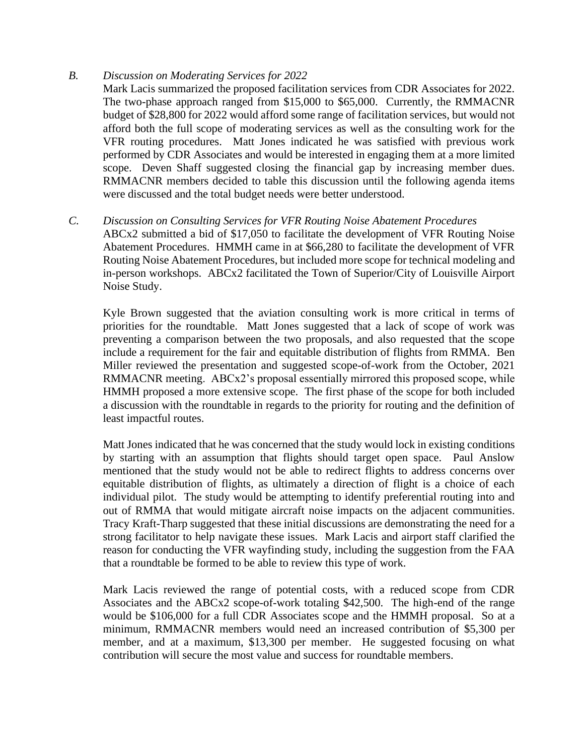*B. Discussion on Moderating Services for 2022*

Mark Lacis summarized the proposed facilitation services from CDR Associates for 2022. The two-phase approach ranged from $15,000 to $65,000. Currently, the RMMACNR budget of $28,800 for 2022 would afford some range of facilitation services, but would not afford both the full scope of moderating services as well as the consulting work for the VFR routing procedures. Matt Jones indicated he was satisfied with previous work performed by CDR Associates and would be interested in engaging them at a more limited scope. Deven Shaff suggested closing the financial gap by increasing member dues. RMMACNR members decided to table this discussion until the following agenda items were discussed and the total budget needs were better understood.

*C. Discussion on Consulting Services for VFR Routing Noise Abatement Procedures*

ABCx2 submitted a bid of $17,050 to facilitate the development of VFR Routing Noise Abatement Procedures. HMMH came in at $66,280 to facilitate the development of VFR Routing Noise Abatement Procedures, but included more scope for technical modeling and in-person workshops. ABCx2 facilitated the Town of Superior/City of Louisville Airport Noise Study.

Kyle Brown suggested that the aviation consulting work is more critical in terms of priorities for the roundtable. Matt Jones suggested that a lack of scope of work was preventing a comparison between the two proposals, and also requested that the scope include a requirement for the fair and equitable distribution of flights from RMMA. Ben Miller reviewed the presentation and suggested scope-of-work from the October, 2021 RMMACNR meeting. ABCx2's proposal essentially mirrored this proposed scope, while HMMH proposed a more extensive scope. The first phase of the scope for both included a discussion with the roundtable in regards to the priority for routing and the definition of least impactful routes.

Matt Jones indicated that he was concerned that the study would lock in existing conditions by starting with an assumption that flights should target open space. Paul Anslow mentioned that the study would not be able to redirect flights to address concerns over equitable distribution of flights, as ultimately a direction of flight is a choice of each individual pilot. The study would be attempting to identify preferential routing into and out of RMMA that would mitigate aircraft noise impacts on the adjacent communities. Tracy Kraft-Tharp suggested that these initial discussions are demonstrating the need for a strong facilitator to help navigate these issues. Mark Lacis and airport staff clarified the reason for conducting the VFR wayfinding study, including the suggestion from the FAA that a roundtable be formed to be able to review this type of work.

Mark Lacis reviewed the range of potential costs, with a reduced scope from CDR Associates and the ABCx2 scope-of-work totaling $42,500. The high-end of the range would be $106,000 for a full CDR Associates scope and the HMMH proposal. So at a minimum, RMMACNR members would need an increased contribution of $5,300 per member, and at a maximum, $13,300 per member. He suggested focusing on what contribution will secure the most value and success for roundtable members.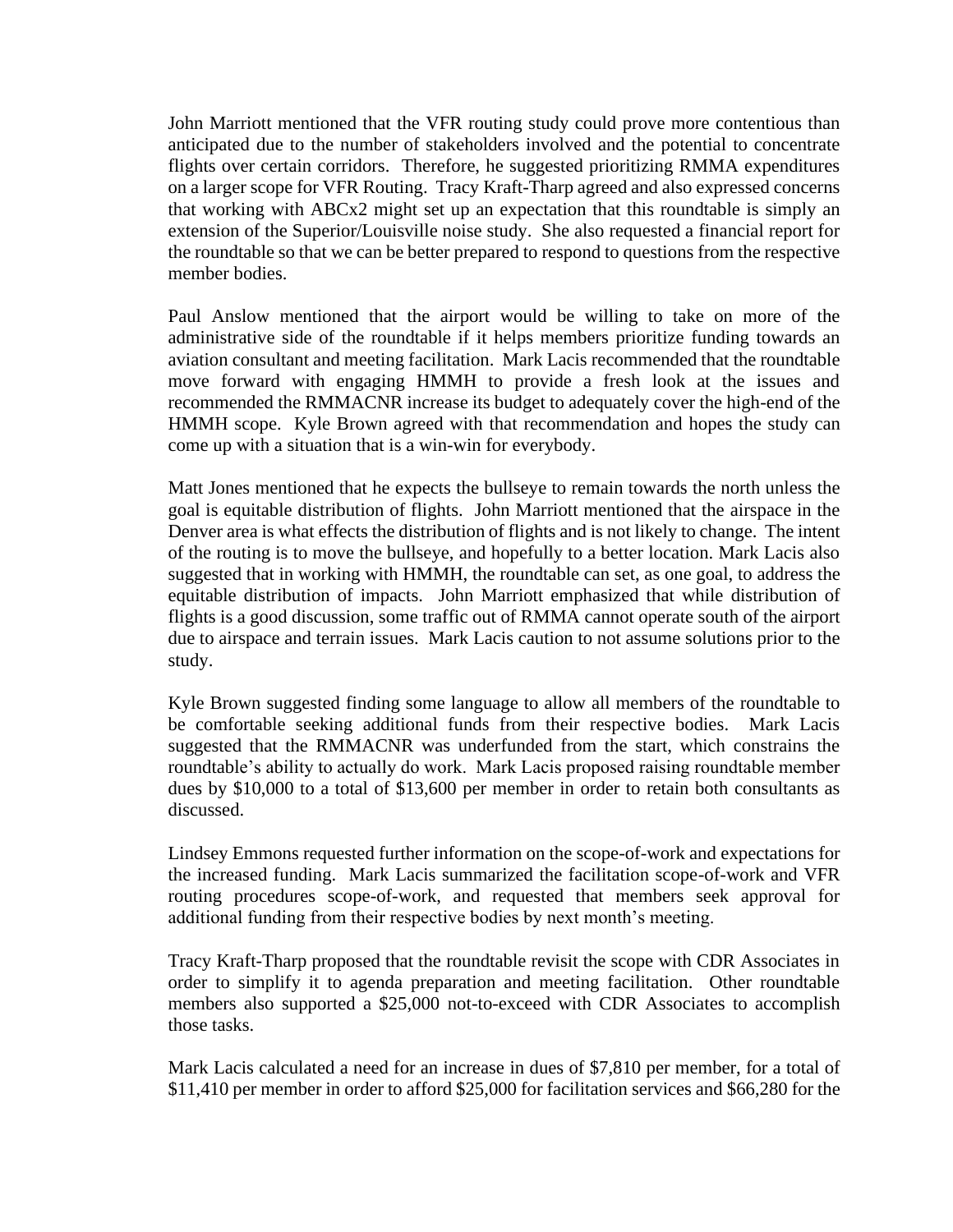John Marriott mentioned that the VFR routing study could prove more contentious than anticipated due to the number of stakeholders involved and the potential to concentrate flights over certain corridors. Therefore, he suggested prioritizing RMMA expenditures on a larger scope for VFR Routing. Tracy Kraft-Tharp agreed and also expressed concerns that working with ABCx2 might set up an expectation that this roundtable is simply an extension of the Superior/Louisville noise study. She also requested a financial report for the roundtable so that we can be better prepared to respond to questions from the respective member bodies.

Paul Anslow mentioned that the airport would be willing to take on more of the administrative side of the roundtable if it helps members prioritize funding towards an aviation consultant and meeting facilitation. Mark Lacis recommended that the roundtable move forward with engaging HMMH to provide a fresh look at the issues and recommended the RMMACNR increase its budget to adequately cover the high-end of the HMMH scope. Kyle Brown agreed with that recommendation and hopes the study can come up with a situation that is a win-win for everybody.

Matt Jones mentioned that he expects the bullseye to remain towards the north unless the goal is equitable distribution of flights. John Marriott mentioned that the airspace in the Denver area is what effects the distribution of flights and is not likely to change. The intent of the routing is to move the bullseye, and hopefully to a better location. Mark Lacis also suggested that in working with HMMH, the roundtable can set, as one goal, to address the equitable distribution of impacts. John Marriott emphasized that while distribution of flights is a good discussion, some traffic out of RMMA cannot operate south of the airport due to airspace and terrain issues. Mark Lacis caution to not assume solutions prior to the study.

Kyle Brown suggested finding some language to allow all members of the roundtable to be comfortable seeking additional funds from their respective bodies. Mark Lacis suggested that the RMMACNR was underfunded from the start, which constrains the roundtable's ability to actually do work. Mark Lacis proposed raising roundtable member dues by $10,000 to a total of $13,600 per member in order to retain both consultants as discussed.

Lindsey Emmons requested further information on the scope-of-work and expectations for the increased funding. Mark Lacis summarized the facilitation scope-of-work and VFR routing procedures scope-of-work, and requested that members seek approval for additional funding from their respective bodies by next month's meeting.

Tracy Kraft-Tharp proposed that the roundtable revisit the scope with CDR Associates in order to simplify it to agenda preparation and meeting facilitation. Other roundtable members also supported a $25,000 not-to-exceed with CDR Associates to accomplish those tasks.

Mark Lacis calculated a need for an increase in dues of $7,810 per member, for a total of $11,410 per member in order to afford $25,000 for facilitation services and $66,280 for the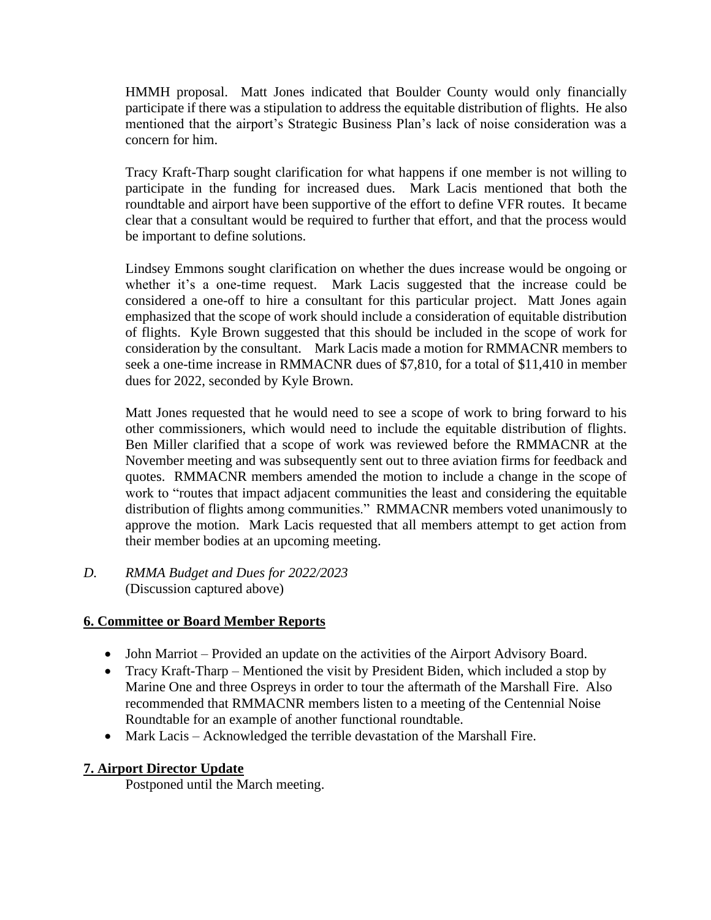HMMH proposal. Matt Jones indicated that Boulder County would only financially participate if there was a stipulation to address the equitable distribution of flights. He also mentioned that the airport's Strategic Business Plan's lack of noise consideration was a concern for him.

Tracy Kraft-Tharp sought clarification for what happens if one member is not willing to participate in the funding for increased dues. Mark Lacis mentioned that both the roundtable and airport have been supportive of the effort to define VFR routes. It became clear that a consultant would be required to further that effort, and that the process would be important to define solutions.

Lindsey Emmons sought clarification on whether the dues increase would be ongoing or whether it's a one-time request. Mark Lacis suggested that the increase could be considered a one-off to hire a consultant for this particular project. Matt Jones again emphasized that the scope of work should include a consideration of equitable distribution of flights. Kyle Brown suggested that this should be included in the scope of work for consideration by the consultant. Mark Lacis made a motion for RMMACNR members to seek a one-time increase in RMMACNR dues of $7,810, for a total of $11,410 in member dues for 2022, seconded by Kyle Brown.

Matt Jones requested that he would need to see a scope of work to bring forward to his other commissioners, which would need to include the equitable distribution of flights. Ben Miller clarified that a scope of work was reviewed before the RMMACNR at the November meeting and was subsequently sent out to three aviation firms for feedback and quotes. RMMACNR members amended the motion to include a change in the scope of work to "routes that impact adjacent communities the least and considering the equitable distribution of flights among communities." RMMACNR members voted unanimously to approve the motion. Mark Lacis requested that all members attempt to get action from their member bodies at an upcoming meeting.

*D. RMMA Budget and Dues for 2022/2023*
(Discussion captured above)

## 6. Committee or Board Member Reports

- John Marriot – Provided an update on the activities of the Airport Advisory Board.
- Tracy Kraft-Tharp – Mentioned the visit by President Biden, which included a stop by Marine One and three Ospreys in order to tour the aftermath of the Marshall Fire. Also recommended that RMMACNR members listen to a meeting of the Centennial Noise Roundtable for an example of another functional roundtable.
- Mark Lacis – Acknowledged the terrible devastation of the Marshall Fire.

## 7. Airport Director Update

Postponed until the March meeting.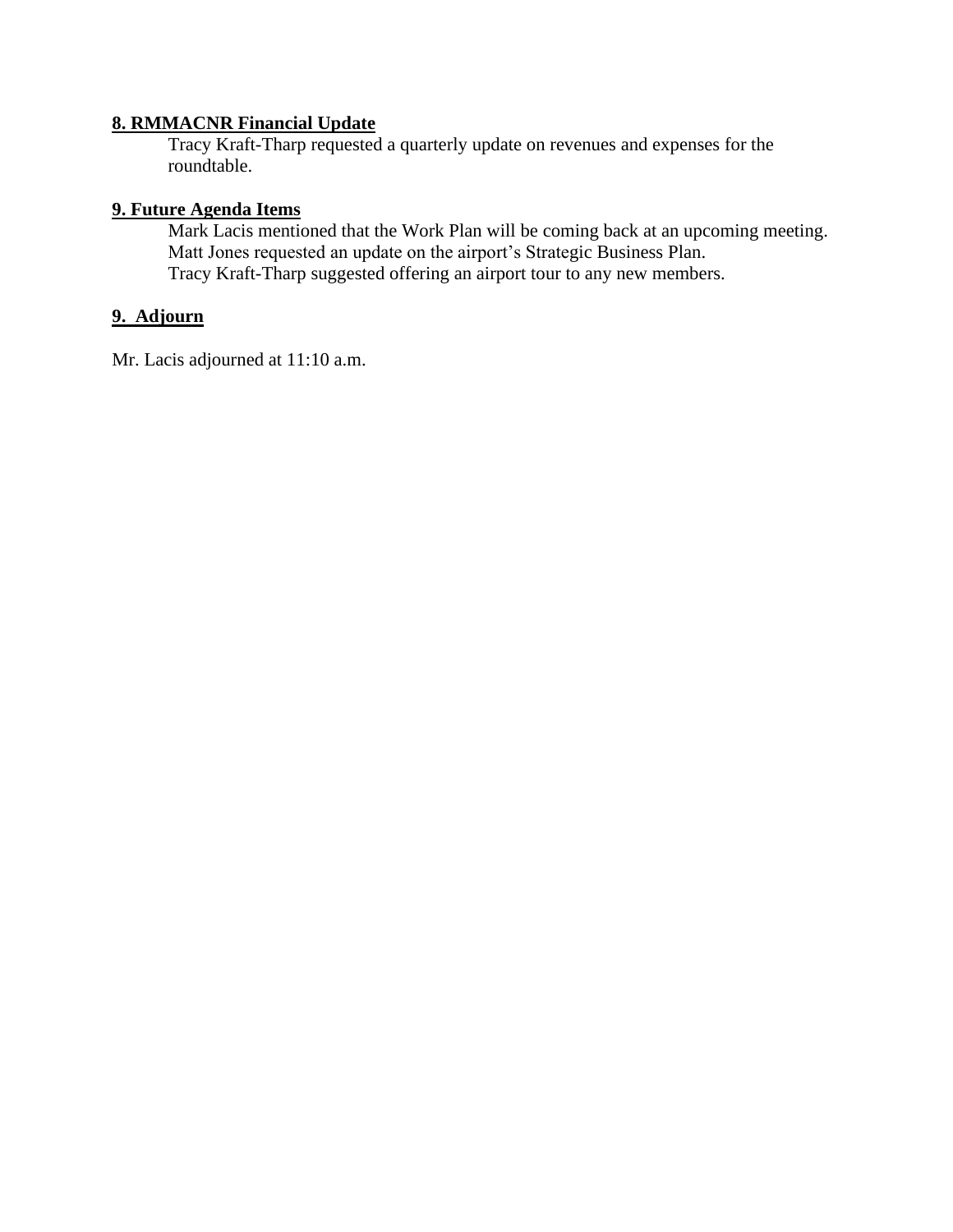## 8. RMMACNR Financial Update

Tracy Kraft-Tharp requested a quarterly update on revenues and expenses for the roundtable.

## 9. Future Agenda Items

Mark Lacis mentioned that the Work Plan will be coming back at an upcoming meeting.
Matt Jones requested an update on the airport's Strategic Business Plan.
Tracy Kraft-Tharp suggested offering an airport tour to any new members.

## 9. Adjourn

Mr. Lacis adjourned at 11:10 a.m.